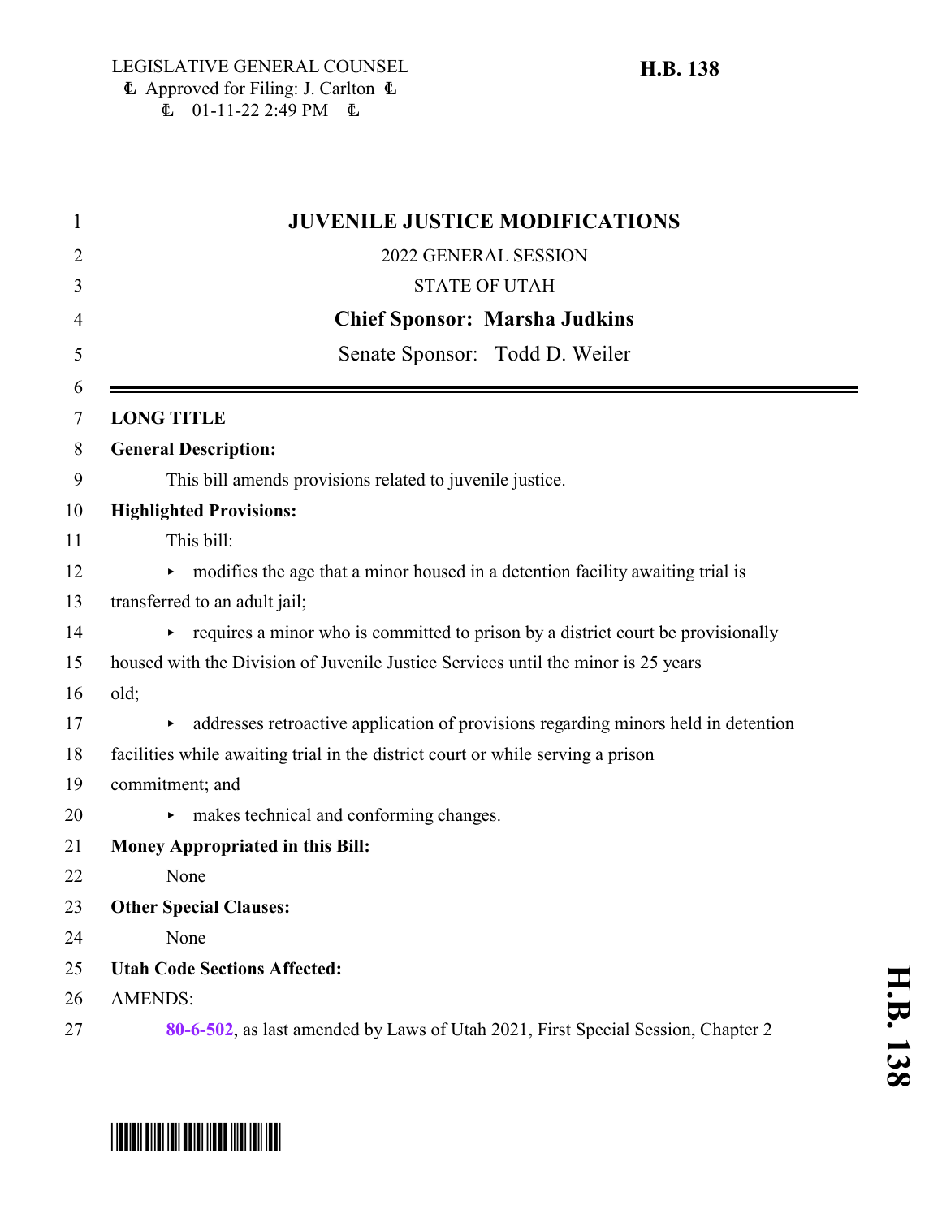LEGISLATIVE GENERAL COUNSEL
Ⓛ Approved for Filing: J. Carlton Ⓛ
Ⓛ 01-11-22 2:49 PM Ⓛ

**H.B. 138**

# JUVENILE JUSTICE MODIFICATIONS

2022 GENERAL SESSION

STATE OF UTAH

**Chief Sponsor: Marsha Judkins**

Senate Sponsor: Todd D. Weiler

---

**LONG TITLE**

**General Description:**

This bill amends provisions related to juvenile justice.

**Highlighted Provisions:**

This bill:

- modifies the age that a minor housed in a detention facility awaiting trial is transferred to an adult jail;
- requires a minor who is committed to prison by a district court be provisionally housed with the Division of Juvenile Justice Services until the minor is 25 years old;
- addresses retroactive application of provisions regarding minors held in detention facilities while awaiting trial in the district court or while serving a prison commitment; and
- makes technical and conforming changes.

**Money Appropriated in this Bill:**

None

**Other Special Clauses:**

None

**Utah Code Sections Affected:**

AMENDS:

**80-6-502**, as last amended by Laws of Utah 2021, First Special Session, Chapter 2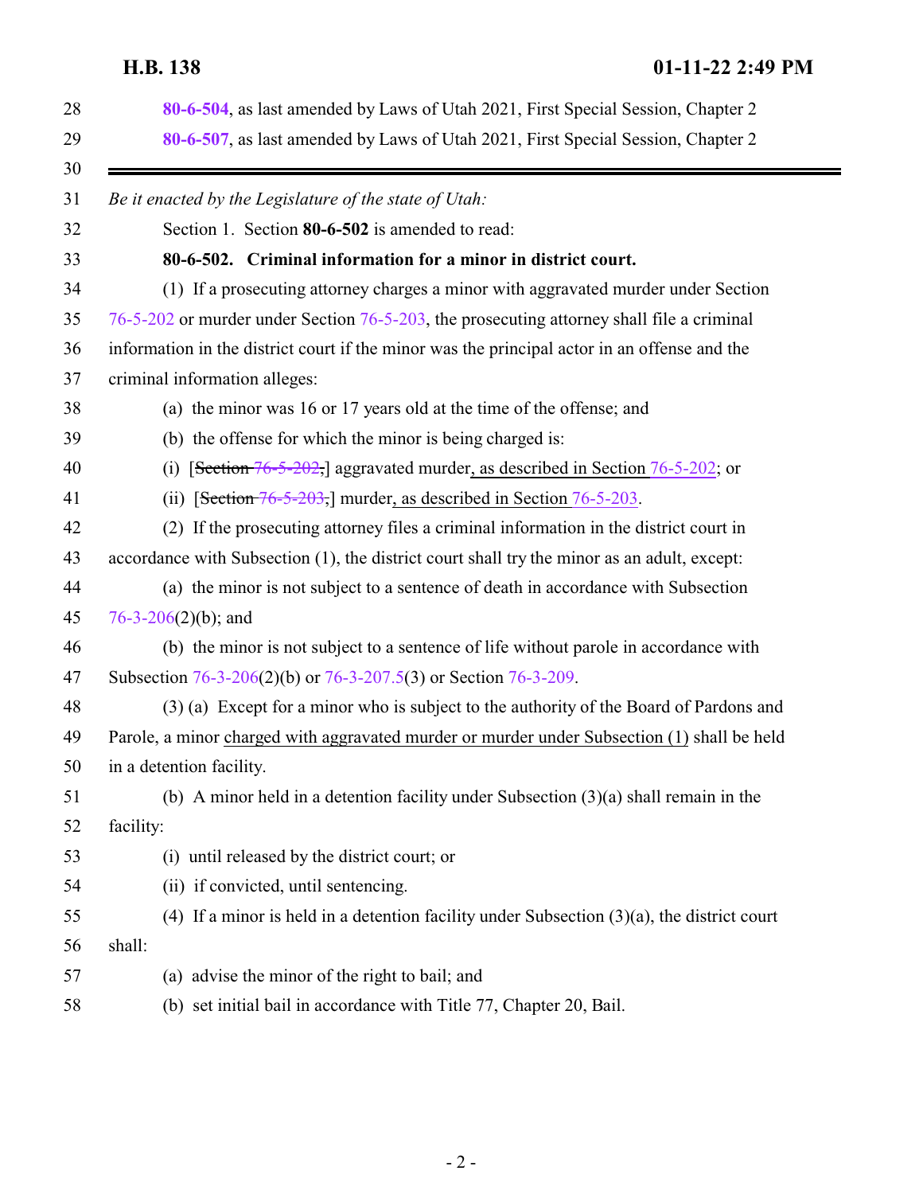80-6-504, as last amended by Laws of Utah 2021, First Special Session, Chapter 2

80-6-507, as last amended by Laws of Utah 2021, First Special Session, Chapter 2

---

*Be it enacted by the Legislature of the state of Utah:*

Section 1. Section **80-6-502** is amended to read:

**80-6-502. Criminal information for a minor in district court.**

(1) If a prosecuting attorney charges a minor with aggravated murder under Section 76-5-202 or murder under Section 76-5-203, the prosecuting attorney shall file a criminal information in the district court if the minor was the principal actor in an offense and the criminal information alleges:

(a) the minor was 16 or 17 years old at the time of the offense; and

(b) the offense for which the minor is being charged is:

(i) [~~Section 76-5-202,~~] aggravated murder, as described in Section 76-5-202; or

(ii) [~~Section 76-5-203,~~] murder, as described in Section 76-5-203.

(2) If the prosecuting attorney files a criminal information in the district court in accordance with Subsection (1), the district court shall try the minor as an adult, except:

(a) the minor is not subject to a sentence of death in accordance with Subsection 76-3-206(2)(b); and

(b) the minor is not subject to a sentence of life without parole in accordance with Subsection 76-3-206(2)(b) or 76-3-207.5(3) or Section 76-3-209.

(3) (a) Except for a minor who is subject to the authority of the Board of Pardons and Parole, a minor charged with aggravated murder or murder under Subsection (1) shall be held in a detention facility.

(b) A minor held in a detention facility under Subsection (3)(a) shall remain in the facility:

(i) until released by the district court; or

(ii) if convicted, until sentencing.

(4) If a minor is held in a detention facility under Subsection (3)(a), the district court shall:

(a) advise the minor of the right to bail; and

(b) set initial bail in accordance with Title 77, Chapter 20, Bail.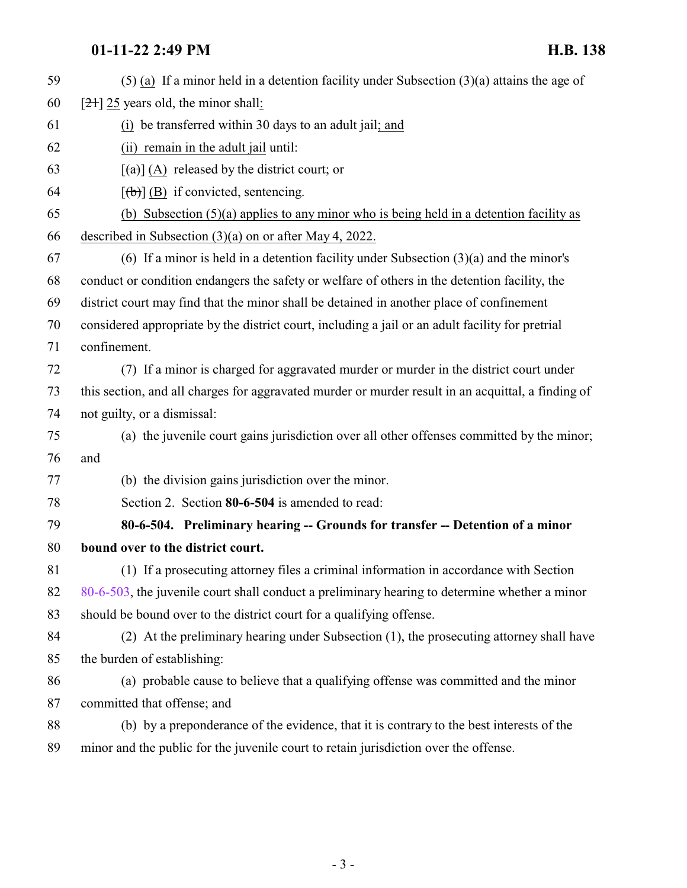(5) (a) If a minor held in a detention facility under Subsection (3)(a) attains the age of [21] 25 years old, the minor shall:

(i) be transferred within 30 days to an adult jail; and

(ii) remain in the adult jail until:

[(a)] (A) released by the district court; or

[(b)] (B) if convicted, sentencing.

(b) Subsection (5)(a) applies to any minor who is being held in a detention facility as described in Subsection (3)(a) on or after May 4, 2022.

(6) If a minor is held in a detention facility under Subsection (3)(a) and the minor's conduct or condition endangers the safety or welfare of others in the detention facility, the district court may find that the minor shall be detained in another place of confinement considered appropriate by the district court, including a jail or an adult facility for pretrial confinement.

(7) If a minor is charged for aggravated murder or murder in the district court under this section, and all charges for aggravated murder or murder result in an acquittal, a finding of not guilty, or a dismissal:

(a) the juvenile court gains jurisdiction over all other offenses committed by the minor; and

(b) the division gains jurisdiction over the minor.

Section 2. Section **80-6-504** is amended to read:

**80-6-504. Preliminary hearing -- Grounds for transfer -- Detention of a minor bound over to the district court.**

(1) If a prosecuting attorney files a criminal information in accordance with Section 80-6-503, the juvenile court shall conduct a preliminary hearing to determine whether a minor should be bound over to the district court for a qualifying offense.

(2) At the preliminary hearing under Subsection (1), the prosecuting attorney shall have the burden of establishing:

(a) probable cause to believe that a qualifying offense was committed and the minor committed that offense; and

(b) by a preponderance of the evidence, that it is contrary to the best interests of the minor and the public for the juvenile court to retain jurisdiction over the offense.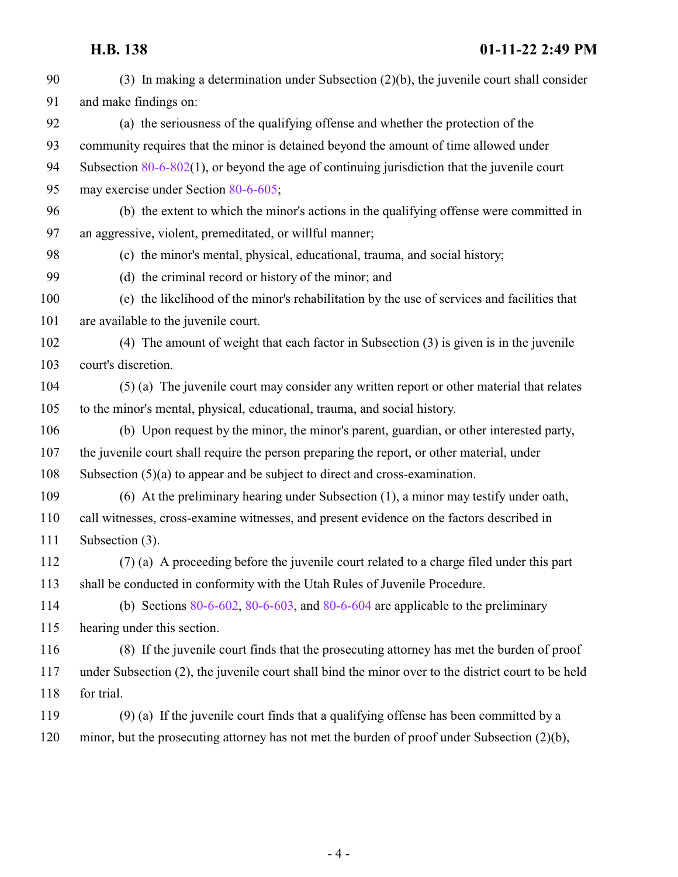(3) In making a determination under Subsection (2)(b), the juvenile court shall consider and make findings on:

(a) the seriousness of the qualifying offense and whether the protection of the community requires that the minor is detained beyond the amount of time allowed under Subsection 80-6-802(1), or beyond the age of continuing jurisdiction that the juvenile court may exercise under Section 80-6-605;

(b) the extent to which the minor's actions in the qualifying offense were committed in an aggressive, violent, premeditated, or willful manner;

(c) the minor's mental, physical, educational, trauma, and social history;

(d) the criminal record or history of the minor; and

(e) the likelihood of the minor's rehabilitation by the use of services and facilities that are available to the juvenile court.

(4) The amount of weight that each factor in Subsection (3) is given is in the juvenile court's discretion.

(5) (a) The juvenile court may consider any written report or other material that relates to the minor's mental, physical, educational, trauma, and social history.

(b) Upon request by the minor, the minor's parent, guardian, or other interested party, the juvenile court shall require the person preparing the report, or other material, under Subsection (5)(a) to appear and be subject to direct and cross-examination.

(6) At the preliminary hearing under Subsection (1), a minor may testify under oath, call witnesses, cross-examine witnesses, and present evidence on the factors described in Subsection (3).

(7) (a) A proceeding before the juvenile court related to a charge filed under this part shall be conducted in conformity with the Utah Rules of Juvenile Procedure.

(b) Sections 80-6-602, 80-6-603, and 80-6-604 are applicable to the preliminary hearing under this section.

(8) If the juvenile court finds that the prosecuting attorney has met the burden of proof under Subsection (2), the juvenile court shall bind the minor over to the district court to be held for trial.

(9) (a) If the juvenile court finds that a qualifying offense has been committed by a minor, but the prosecuting attorney has not met the burden of proof under Subsection (2)(b),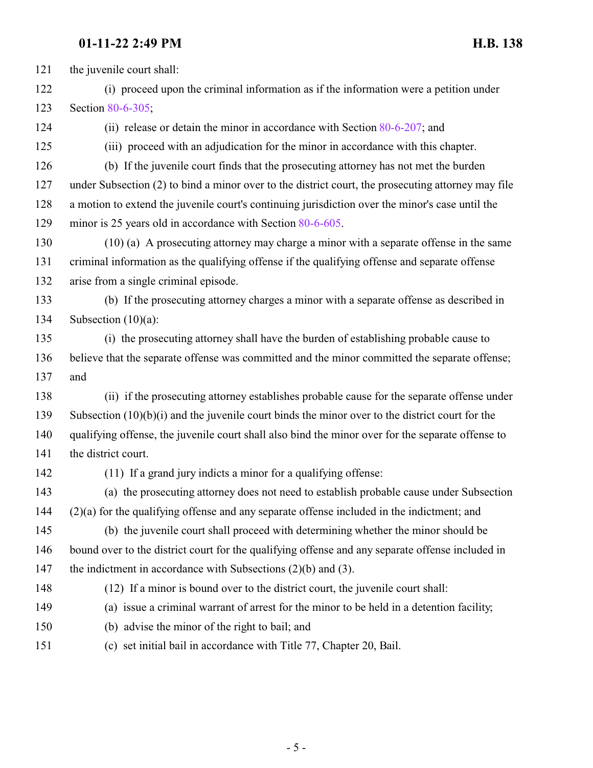the juvenile court shall:

(i) proceed upon the criminal information as if the information were a petition under Section 80-6-305;

(ii) release or detain the minor in accordance with Section 80-6-207; and

(iii) proceed with an adjudication for the minor in accordance with this chapter.

(b) If the juvenile court finds that the prosecuting attorney has not met the burden under Subsection (2) to bind a minor over to the district court, the prosecuting attorney may file a motion to extend the juvenile court's continuing jurisdiction over the minor's case until the minor is 25 years old in accordance with Section 80-6-605.

(10) (a) A prosecuting attorney may charge a minor with a separate offense in the same criminal information as the qualifying offense if the qualifying offense and separate offense arise from a single criminal episode.

(b) If the prosecuting attorney charges a minor with a separate offense as described in Subsection (10)(a):

(i) the prosecuting attorney shall have the burden of establishing probable cause to believe that the separate offense was committed and the minor committed the separate offense; and

(ii) if the prosecuting attorney establishes probable cause for the separate offense under Subsection (10)(b)(i) and the juvenile court binds the minor over to the district court for the qualifying offense, the juvenile court shall also bind the minor over for the separate offense to the district court.

(11) If a grand jury indicts a minor for a qualifying offense:

(a) the prosecuting attorney does not need to establish probable cause under Subsection (2)(a) for the qualifying offense and any separate offense included in the indictment; and

(b) the juvenile court shall proceed with determining whether the minor should be bound over to the district court for the qualifying offense and any separate offense included in the indictment in accordance with Subsections (2)(b) and (3).

(12) If a minor is bound over to the district court, the juvenile court shall:

(a) issue a criminal warrant of arrest for the minor to be held in a detention facility;

(b) advise the minor of the right to bail; and

(c) set initial bail in accordance with Title 77, Chapter 20, Bail.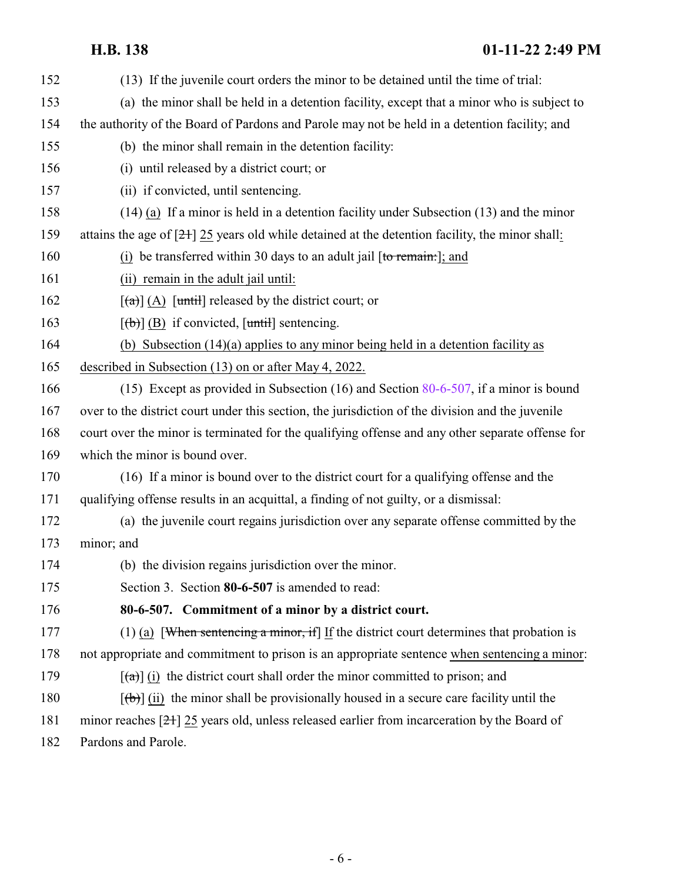(13) If the juvenile court orders the minor to be detained until the time of trial:

(a) the minor shall be held in a detention facility, except that a minor who is subject to the authority of the Board of Pardons and Parole may not be held in a detention facility; and

(b) the minor shall remain in the detention facility:

(i) until released by a district court; or

(ii) if convicted, until sentencing.

(14) (a) If a minor is held in a detention facility under Subsection (13) and the minor attains the age of [21] 25 years old while detained at the detention facility, the minor shall:

(i) be transferred within 30 days to an adult jail [to remain:]; and

(ii) remain in the adult jail until:

[(a)] (A) [until] released by the district court; or

[(b)] (B) if convicted, [until] sentencing.

(b) Subsection (14)(a) applies to any minor being held in a detention facility as described in Subsection (13) on or after May 4, 2022.

(15) Except as provided in Subsection (16) and Section 80-6-507, if a minor is bound over to the district court under this section, the jurisdiction of the division and the juvenile court over the minor is terminated for the qualifying offense and any other separate offense for which the minor is bound over.

(16) If a minor is bound over to the district court for a qualifying offense and the qualifying offense results in an acquittal, a finding of not guilty, or a dismissal:

(a) the juvenile court regains jurisdiction over any separate offense committed by the minor; and

(b) the division regains jurisdiction over the minor.

Section 3. Section **80-6-507** is amended to read:

**80-6-507. Commitment of a minor by a district court.**

(1) (a) [When sentencing a minor, if] If the district court determines that probation is not appropriate and commitment to prison is an appropriate sentence when sentencing a minor:

[(a)] (i) the district court shall order the minor committed to prison; and

[(b)] (ii) the minor shall be provisionally housed in a secure care facility until the minor reaches [21] 25 years old, unless released earlier from incarceration by the Board of Pardons and Parole.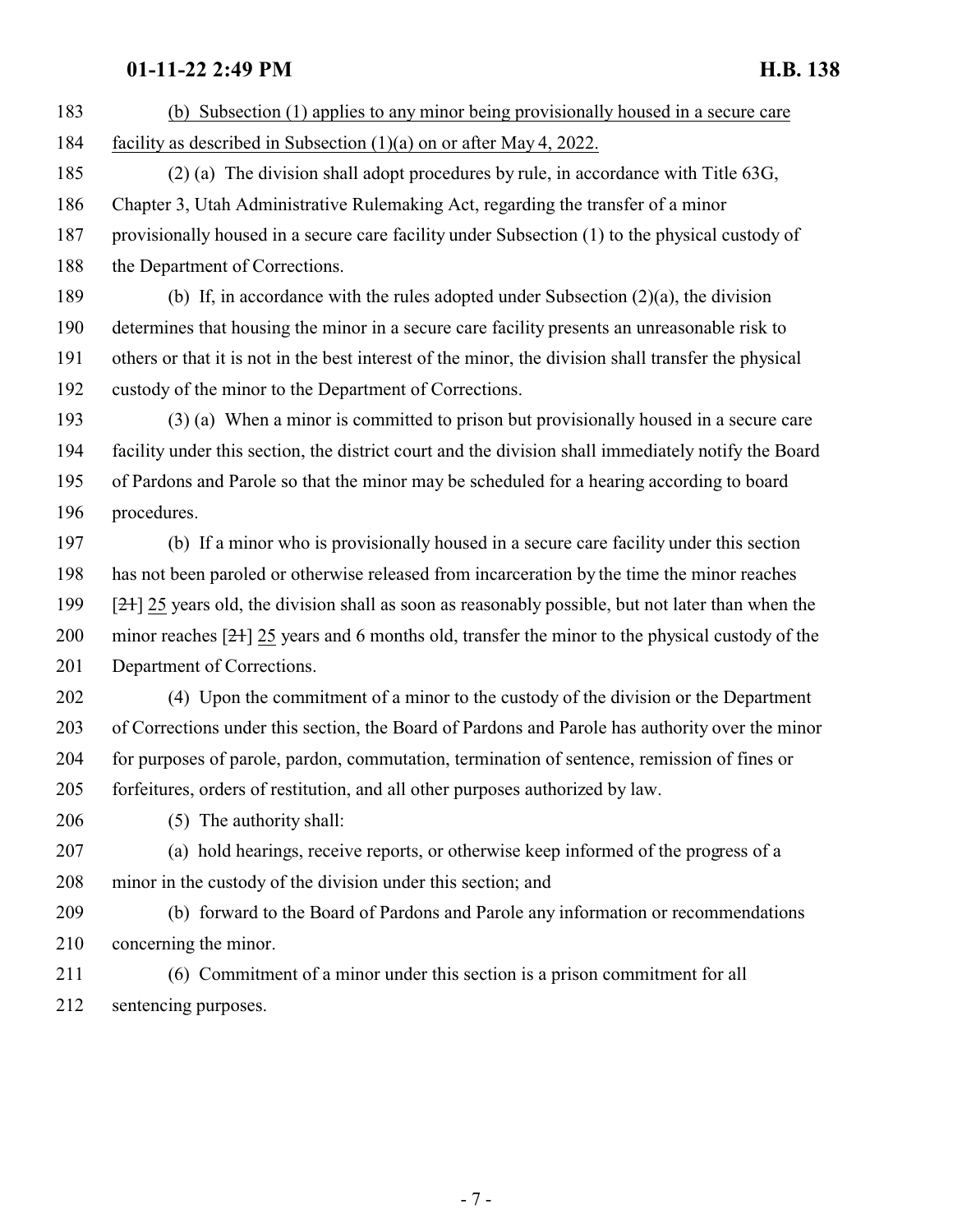(b) Subsection (1) applies to any minor being provisionally housed in a secure care facility as described in Subsection (1)(a) on or after May 4, 2022.

(2) (a) The division shall adopt procedures by rule, in accordance with Title 63G, Chapter 3, Utah Administrative Rulemaking Act, regarding the transfer of a minor provisionally housed in a secure care facility under Subsection (1) to the physical custody of the Department of Corrections.

(b) If, in accordance with the rules adopted under Subsection (2)(a), the division determines that housing the minor in a secure care facility presents an unreasonable risk to others or that it is not in the best interest of the minor, the division shall transfer the physical custody of the minor to the Department of Corrections.

(3) (a) When a minor is committed to prison but provisionally housed in a secure care facility under this section, the district court and the division shall immediately notify the Board of Pardons and Parole so that the minor may be scheduled for a hearing according to board procedures.

(b) If a minor who is provisionally housed in a secure care facility under this section has not been paroled or otherwise released from incarceration by the time the minor reaches [~~21~~] 25 years old, the division shall as soon as reasonably possible, but not later than when the minor reaches [~~21~~] 25 years and 6 months old, transfer the minor to the physical custody of the Department of Corrections.

(4) Upon the commitment of a minor to the custody of the division or the Department of Corrections under this section, the Board of Pardons and Parole has authority over the minor for purposes of parole, pardon, commutation, termination of sentence, remission of fines or forfeitures, orders of restitution, and all other purposes authorized by law.

(5) The authority shall:

(a) hold hearings, receive reports, or otherwise keep informed of the progress of a minor in the custody of the division under this section; and

(b) forward to the Board of Pardons and Parole any information or recommendations concerning the minor.

(6) Commitment of a minor under this section is a prison commitment for all sentencing purposes.